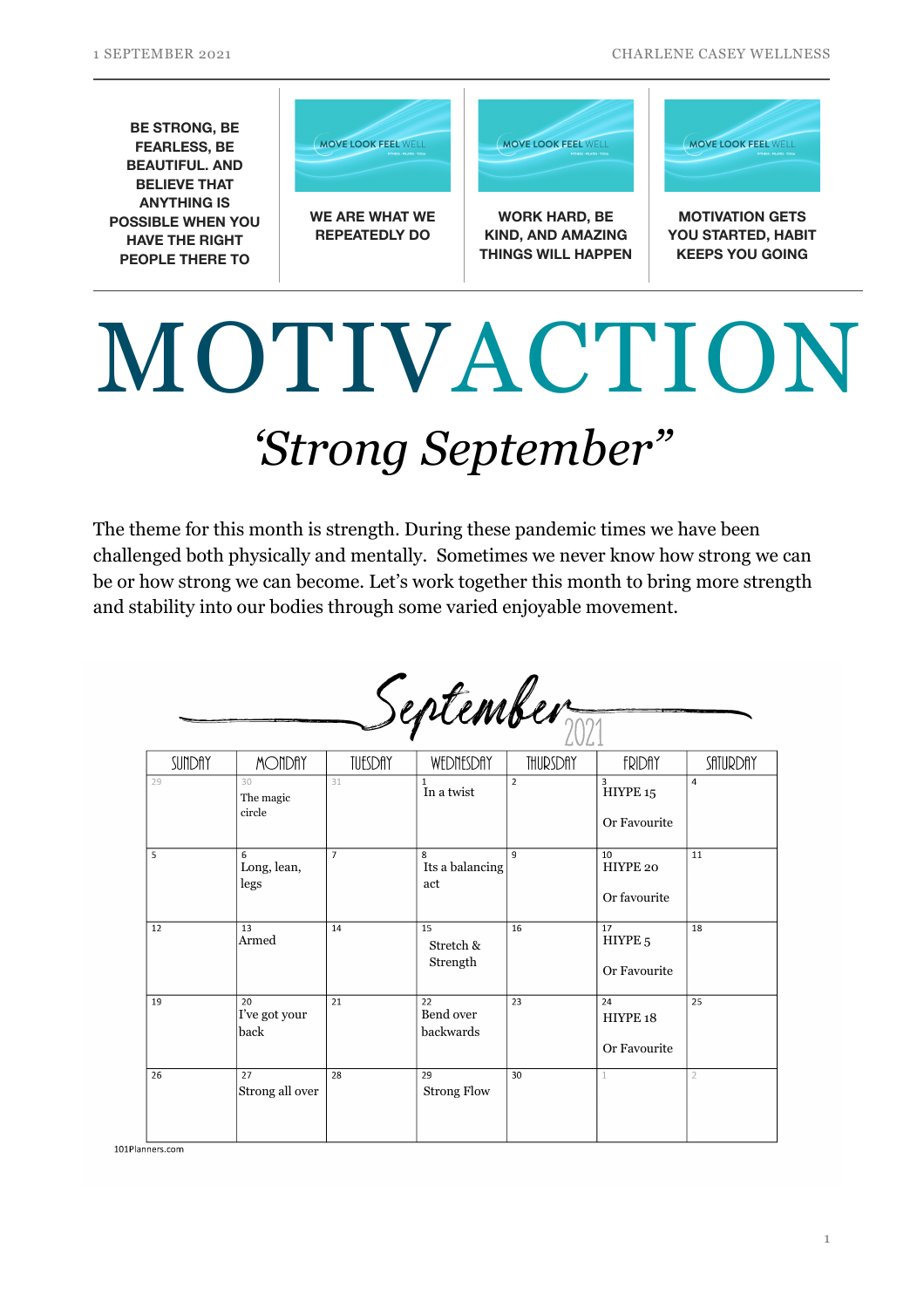**BE STRONG, BE FEARLESS, BE BEAUTIFUL. AND BELIEVE THAT ANYTHING IS POSSIBLE WHEN YOU HAVE THE RIGHT PEOPLE THERE TO**

**WE ARE WHAT WE REPEATEDLY DO**

**WORK HARD, BE KIND, AND AMAZING THINGS WILL HAPPEN**

**MOTIVATION GETS YOU STARTED, HABIT KEEPS YOU GOING**

# MOTIVACTION

## *'Strong September"*

The theme for this month is strength. During these pandemic times we have been challenged both physically and mentally. Sometimes we never know how strong we can be or how strong we can become. Let's work together this month to bring more strength and stability into our bodies through some varied enjoyable movement.

### September 2021

| SUNDAY | MONDAY | TUESDAY | WEDNESDAY | THURSDAY | FRIDAY | SATURDAY |
|---|---|---|---|---|---|---|
| 29 | 30 The magic circle | 31 | 1 In a twist | 2 | 3 HIYPE 15 Or Favourite | 4 |
| 5 | 6 Long, lean, legs | 7 | 8 Its a balancing act | 9 | 10 HIYPE 20 Or favourite | 11 |
| 12 | 13 Armed | 14 | 15 Stretch & Strength | 16 | 17 HIYPE 5 Or Favourite | 18 |
| 19 | 20 I've got your back | 21 | 22 Bend over backwards | 23 | 24 HIYPE 18 Or Favourite | 25 |
| 26 | 27 Strong all over | 28 | 29 Strong Flow | 30 | 1 | 2 |

101Planners.com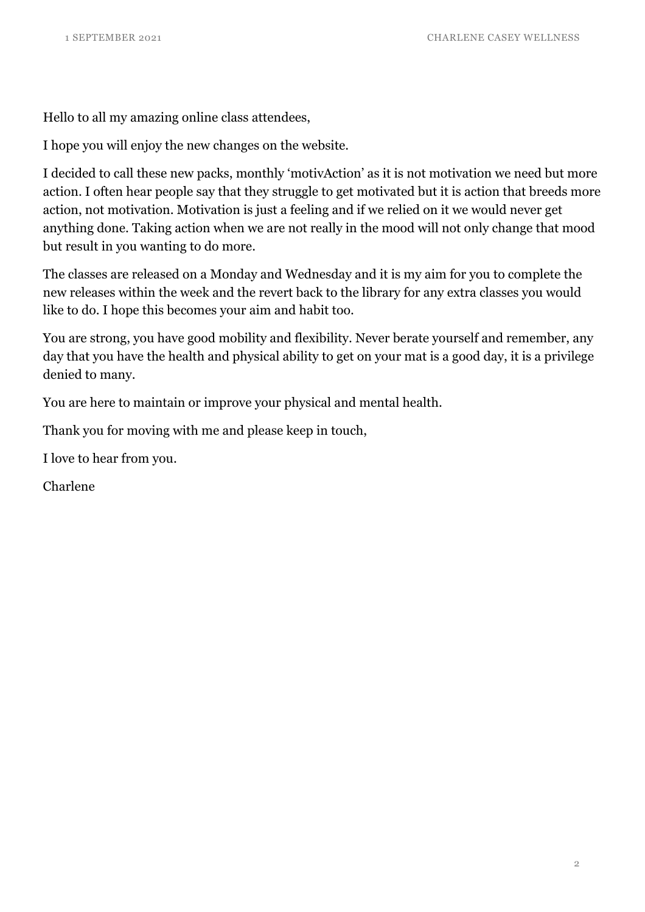Hello to all my amazing online class attendees,

I hope you will enjoy the new changes on the website.

I decided to call these new packs, monthly 'motivAction' as it is not motivation we need but more action. I often hear people say that they struggle to get motivated but it is action that breeds more action, not motivation. Motivation is just a feeling and if we relied on it we would never get anything done. Taking action when we are not really in the mood will not only change that mood but result in you wanting to do more.

The classes are released on a Monday and Wednesday and it is my aim for you to complete the new releases within the week and the revert back to the library for any extra classes you would like to do. I hope this becomes your aim and habit too.

You are strong, you have good mobility and flexibility. Never berate yourself and remember, any day that you have the health and physical ability to get on your mat is a good day, it is a privilege denied to many.

You are here to maintain or improve your physical and mental health.

Thank you for moving with me and please keep in touch,

I love to hear from you.

Charlene